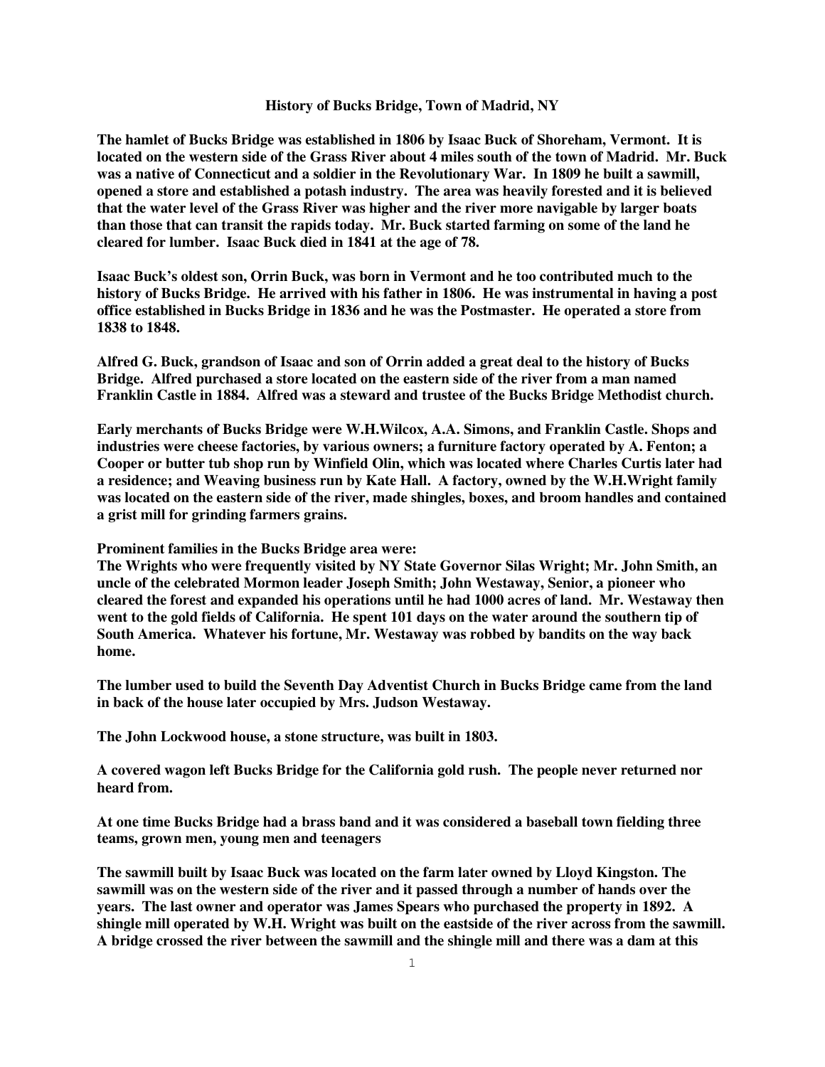# History of Bucks Bridge, Town of Madrid, NY

**The hamlet of Bucks Bridge was established in 1806 by Isaac Buck of Shoreham, Vermont. It is located on the western side of the Grass River about 4 miles south of the town of Madrid. Mr. Buck was a native of Connecticut and a soldier in the Revolutionary War. In 1809 he built a sawmill, opened a store and established a potash industry. The area was heavily forested and it is believed that the water level of the Grass River was higher and the river more navigable by larger boats than those that can transit the rapids today. Mr. Buck started farming on some of the land he cleared for lumber. Isaac Buck died in 1841 at the age of 78.**

**Isaac Buck's oldest son, Orrin Buck, was born in Vermont and he too contributed much to the history of Bucks Bridge. He arrived with his father in 1806. He was instrumental in having a post office established in Bucks Bridge in 1836 and he was the Postmaster. He operated a store from 1838 to 1848.**

**Alfred G. Buck, grandson of Isaac and son of Orrin added a great deal to the history of Bucks Bridge. Alfred purchased a store located on the eastern side of the river from a man named Franklin Castle in 1884. Alfred was a steward and trustee of the Bucks Bridge Methodist church.**

**Early merchants of Bucks Bridge were W.H.Wilcox, A.A. Simons, and Franklin Castle. Shops and industries were cheese factories, by various owners; a furniture factory operated by A. Fenton; a Cooper or butter tub shop run by Winfield Olin, which was located where Charles Curtis later had a residence; and Weaving business run by Kate Hall. A factory, owned by the W.H.Wright family was located on the eastern side of the river, made shingles, boxes, and broom handles and contained a grist mill for grinding farmers grains.**

**Prominent families in the Bucks Bridge area were:**
**The Wrights who were frequently visited by NY State Governor Silas Wright; Mr. John Smith, an uncle of the celebrated Mormon leader Joseph Smith; John Westaway, Senior, a pioneer who cleared the forest and expanded his operations until he had 1000 acres of land. Mr. Westaway then went to the gold fields of California. He spent 101 days on the water around the southern tip of South America. Whatever his fortune, Mr. Westaway was robbed by bandits on the way back home.**

**The lumber used to build the Seventh Day Adventist Church in Bucks Bridge came from the land in back of the house later occupied by Mrs. Judson Westaway.**

**The John Lockwood house, a stone structure, was built in 1803.**

**A covered wagon left Bucks Bridge for the California gold rush. The people never returned nor heard from.**

**At one time Bucks Bridge had a brass band and it was considered a baseball town fielding three teams, grown men, young men and teenagers**

**The sawmill built by Isaac Buck was located on the farm later owned by Lloyd Kingston. The sawmill was on the western side of the river and it passed through a number of hands over the years. The last owner and operator was James Spears who purchased the property in 1892. A shingle mill operated by W.H. Wright was built on the eastside of the river across from the sawmill. A bridge crossed the river between the sawmill and the shingle mill and there was a dam at this**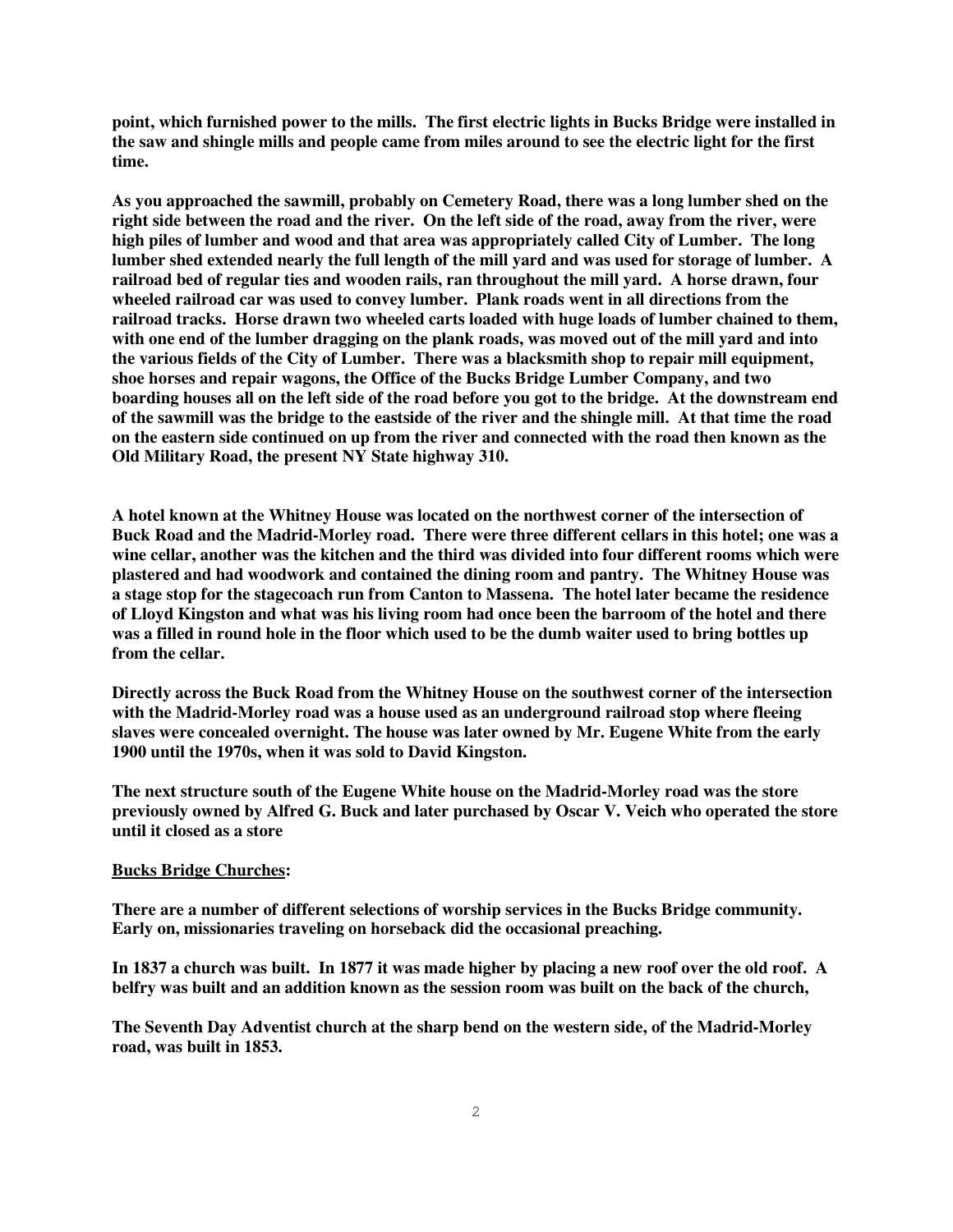**point, which furnished power to the mills. The first electric lights in Bucks Bridge were installed in the saw and shingle mills and people came from miles around to see the electric light for the first time.**

**As you approached the sawmill, probably on Cemetery Road, there was a long lumber shed on the right side between the road and the river. On the left side of the road, away from the river, were high piles of lumber and wood and that area was appropriately called City of Lumber. The long lumber shed extended nearly the full length of the mill yard and was used for storage of lumber. A railroad bed of regular ties and wooden rails, ran throughout the mill yard. A horse drawn, four wheeled railroad car was used to convey lumber. Plank roads went in all directions from the railroad tracks. Horse drawn two wheeled carts loaded with huge loads of lumber chained to them, with one end of the lumber dragging on the plank roads, was moved out of the mill yard and into the various fields of the City of Lumber. There was a blacksmith shop to repair mill equipment, shoe horses and repair wagons, the Office of the Bucks Bridge Lumber Company, and two boarding houses all on the left side of the road before you got to the bridge. At the downstream end of the sawmill was the bridge to the eastside of the river and the shingle mill. At that time the road on the eastern side continued on up from the river and connected with the road then known as the Old Military Road, the present NY State highway 310.**

**A hotel known at the Whitney House was located on the northwest corner of the intersection of Buck Road and the Madrid-Morley road. There were three different cellars in this hotel; one was a wine cellar, another was the kitchen and the third was divided into four different rooms which were plastered and had woodwork and contained the dining room and pantry. The Whitney House was a stage stop for the stagecoach run from Canton to Massena. The hotel later became the residence of Lloyd Kingston and what was his living room had once been the barroom of the hotel and there was a filled in round hole in the floor which used to be the dumb waiter used to bring bottles up from the cellar.**

**Directly across the Buck Road from the Whitney House on the southwest corner of the intersection with the Madrid-Morley road was a house used as an underground railroad stop where fleeing slaves were concealed overnight. The house was later owned by Mr. Eugene White from the early 1900 until the 1970s, when it was sold to David Kingston.**

**The next structure south of the Eugene White house on the Madrid-Morley road was the store previously owned by Alfred G. Buck and later purchased by Oscar V. Veich who operated the store until it closed as a store**

**<u>Bucks Bridge Churches</u>:**

**There are a number of different selections of worship services in the Bucks Bridge community. Early on, missionaries traveling on horseback did the occasional preaching.**

**In 1837 a church was built. In 1877 it was made higher by placing a new roof over the old roof. A belfry was built and an addition known as the session room was built on the back of the church,**

**The Seventh Day Adventist church at the sharp bend on the western side, of the Madrid-Morley road, was built in 1853.**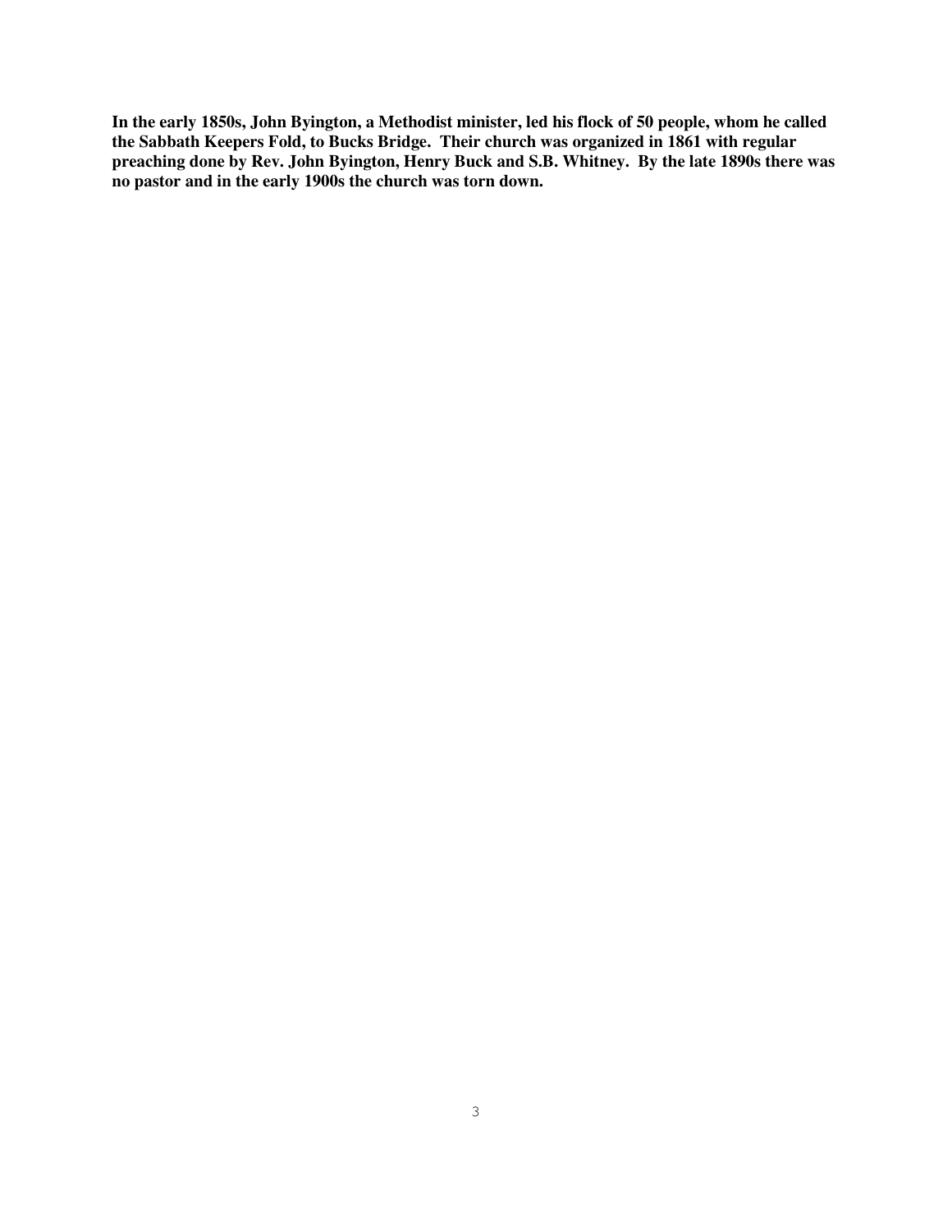**In the early 1850s, John Byington, a Methodist minister, led his flock of 50 people, whom he called the Sabbath Keepers Fold, to Bucks Bridge. Their church was organized in 1861 with regular preaching done by Rev. John Byington, Henry Buck and S.B. Whitney. By the late 1890s there was no pastor and in the early 1900s the church was torn down.**